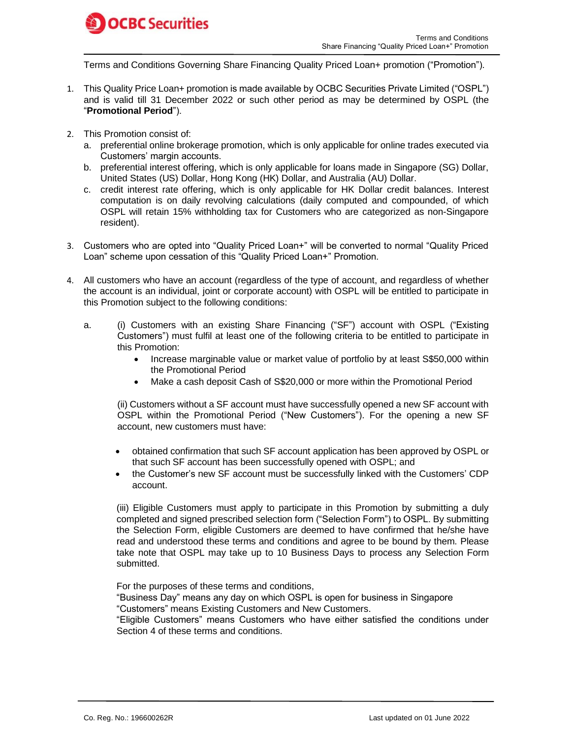Terms and Conditions Governing Share Financing Quality Priced Loan+ promotion ("Promotion").

1. This Quality Price Loan+ promotion is made available by OCBC Securities Private Limited ("OSPL") and is valid till 31 December 2022 or such other period as may be determined by OSPL (the "**Promotional Period**").

2. This Promotion consist of:
   a. preferential online brokerage promotion, which is only applicable for online trades executed via Customers' margin accounts.
   b. preferential interest offering, which is only applicable for loans made in Singapore (SG) Dollar, United States (US) Dollar, Hong Kong (HK) Dollar, and Australia (AU) Dollar.
   c. credit interest rate offering, which is only applicable for HK Dollar credit balances. Interest computation is on daily revolving calculations (daily computed and compounded, of which OSPL will retain 15% withholding tax for Customers who are categorized as non-Singapore resident).

3. Customers who are opted into "Quality Priced Loan+" will be converted to normal "Quality Priced Loan" scheme upon cessation of this "Quality Priced Loan+" Promotion.

4. All customers who have an account (regardless of the type of account, and regardless of whether the account is an individual, joint or corporate account) with OSPL will be entitled to participate in this Promotion subject to the following conditions:

   a. (i) Customers with an existing Share Financing ("SF") account with OSPL ("Existing Customers") must fulfil at least one of the following criteria to be entitled to participate in this Promotion:
      - Increase marginable value or market value of portfolio by at least S$50,000 within the Promotional Period
      - Make a cash deposit Cash of S$20,000 or more within the Promotional Period

      (ii) Customers without a SF account must have successfully opened a new SF account with OSPL within the Promotional Period ("New Customers"). For the opening a new SF account, new customers must have:

      - obtained confirmation that such SF account application has been approved by OSPL or that such SF account has been successfully opened with OSPL; and
      - the Customer's new SF account must be successfully linked with the Customers' CDP account.

      (iii) Eligible Customers must apply to participate in this Promotion by submitting a duly completed and signed prescribed selection form ("Selection Form") to OSPL. By submitting the Selection Form, eligible Customers are deemed to have confirmed that he/she have read and understood these terms and conditions and agree to be bound by them. Please take note that OSPL may take up to 10 Business Days to process any Selection Form submitted.

      For the purposes of these terms and conditions,
      "Business Day" means any day on which OSPL is open for business in Singapore
      "Customers" means Existing Customers and New Customers.
      "Eligible Customers" means Customers who have either satisfied the conditions under Section 4 of these terms and conditions.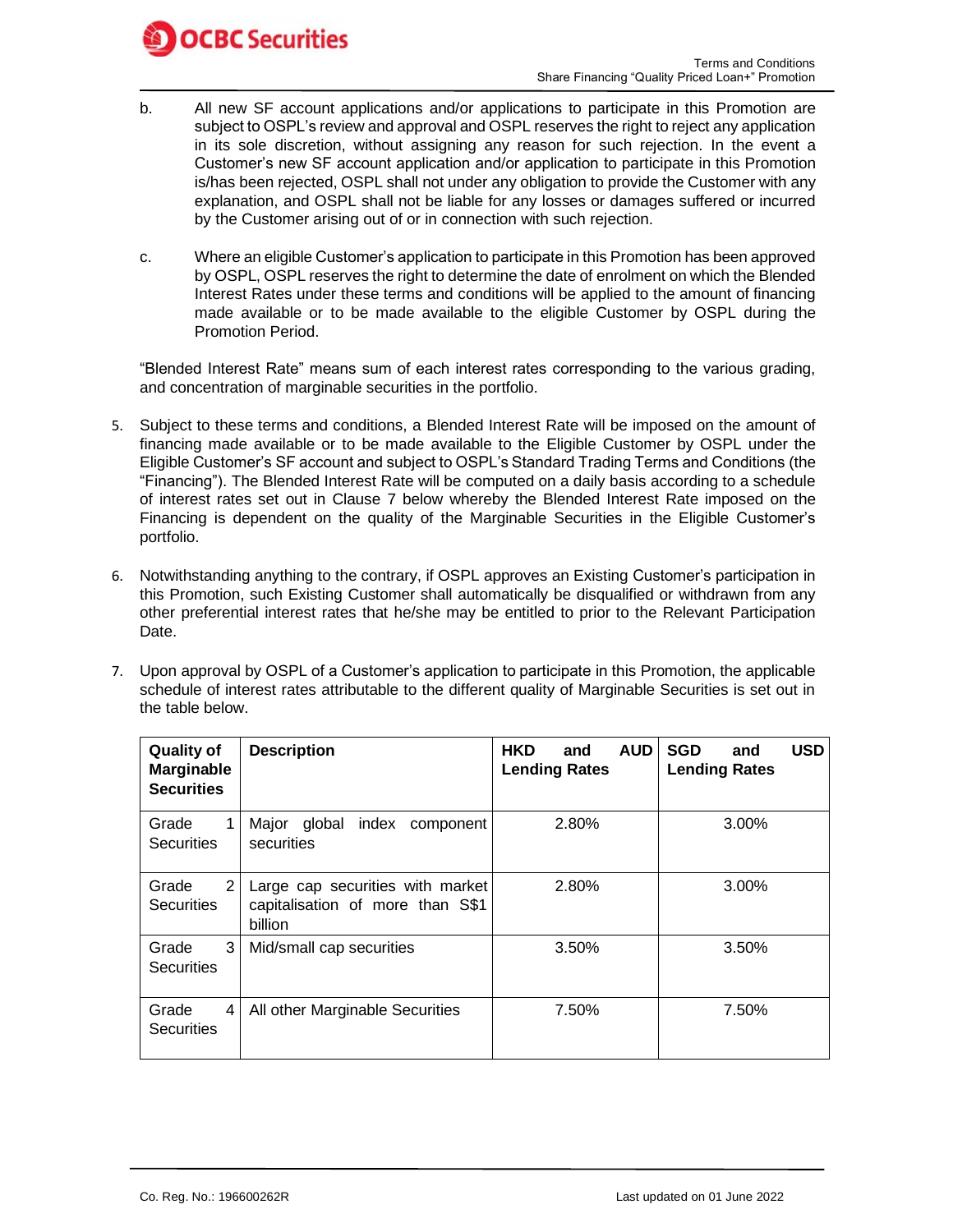b. All new SF account applications and/or applications to participate in this Promotion are subject to OSPL's review and approval and OSPL reserves the right to reject any application in its sole discretion, without assigning any reason for such rejection. In the event a Customer's new SF account application and/or application to participate in this Promotion is/has been rejected, OSPL shall not under any obligation to provide the Customer with any explanation, and OSPL shall not be liable for any losses or damages suffered or incurred by the Customer arising out of or in connection with such rejection.

c. Where an eligible Customer's application to participate in this Promotion has been approved by OSPL, OSPL reserves the right to determine the date of enrolment on which the Blended Interest Rates under these terms and conditions will be applied to the amount of financing made available or to be made available to the eligible Customer by OSPL during the Promotion Period.

"Blended Interest Rate" means sum of each interest rates corresponding to the various grading, and concentration of marginable securities in the portfolio.

5. Subject to these terms and conditions, a Blended Interest Rate will be imposed on the amount of financing made available or to be made available to the Eligible Customer by OSPL under the Eligible Customer's SF account and subject to OSPL's Standard Trading Terms and Conditions (the "Financing"). The Blended Interest Rate will be computed on a daily basis according to a schedule of interest rates set out in Clause 7 below whereby the Blended Interest Rate imposed on the Financing is dependent on the quality of the Marginable Securities in the Eligible Customer's portfolio.

6. Notwithstanding anything to the contrary, if OSPL approves an Existing Customer's participation in this Promotion, such Existing Customer shall automatically be disqualified or withdrawn from any other preferential interest rates that he/she may be entitled to prior to the Relevant Participation Date.

7. Upon approval by OSPL of a Customer's application to participate in this Promotion, the applicable schedule of interest rates attributable to the different quality of Marginable Securities is set out in the table below.

| **Quality of Marginable Securities** | **Description** | **HKD and AUD Lending Rates** | **SGD and USD Lending Rates** |
|---|---|---|---|
| Grade 1 Securities | Major global index component securities | 2.80% | 3.00% |
| Grade 2 Securities | Large cap securities with market capitalisation of more than S$1 billion | 2.80% | 3.00% |
| Grade 3 Securities | Mid/small cap securities | 3.50% | 3.50% |
| Grade 4 Securities | All other Marginable Securities | 7.50% | 7.50% |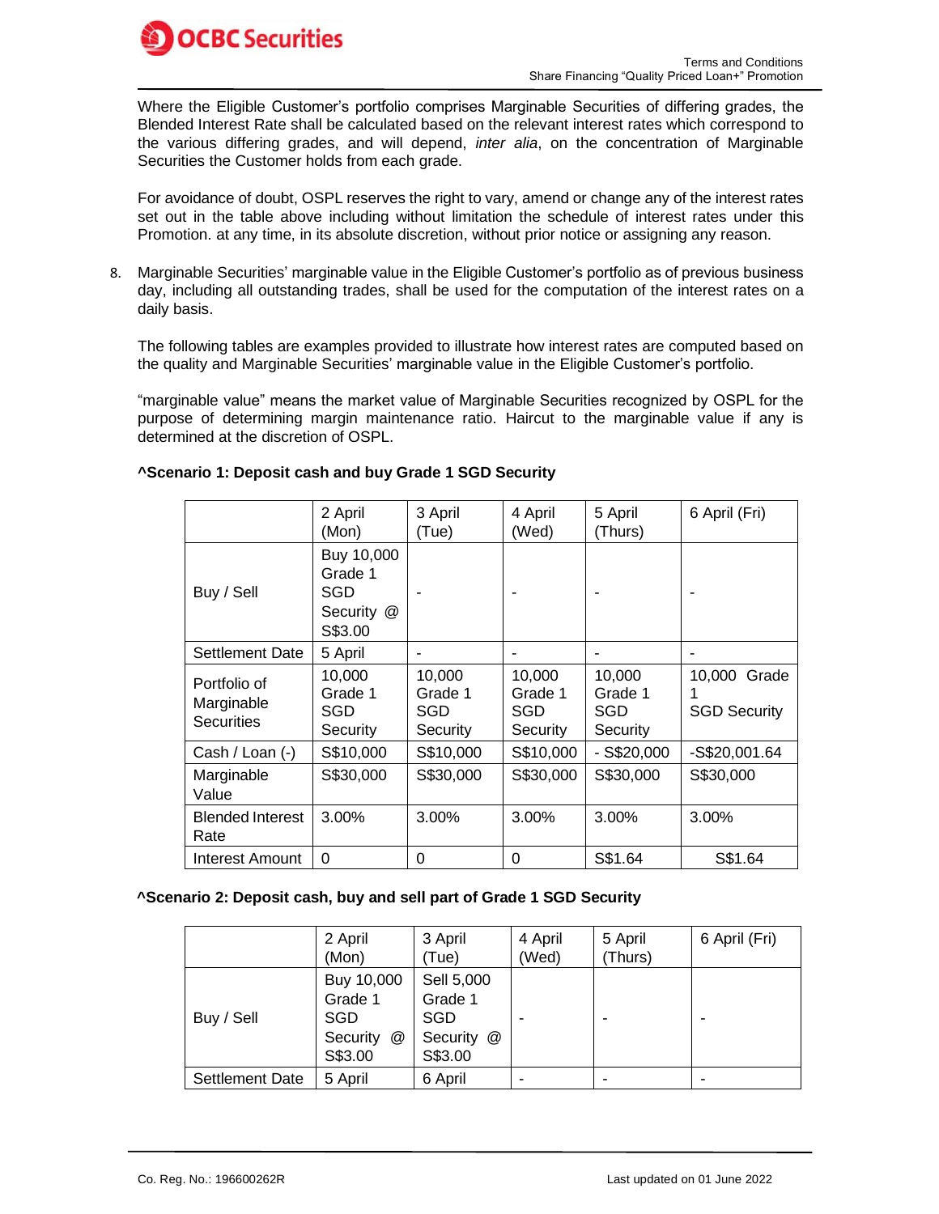Where the Eligible Customer's portfolio comprises Marginable Securities of differing grades, the Blended Interest Rate shall be calculated based on the relevant interest rates which correspond to the various differing grades, and will depend, *inter alia*, on the concentration of Marginable Securities the Customer holds from each grade.

For avoidance of doubt, OSPL reserves the right to vary, amend or change any of the interest rates set out in the table above including without limitation the schedule of interest rates under this Promotion. at any time, in its absolute discretion, without prior notice or assigning any reason.

8. Marginable Securities' marginable value in the Eligible Customer's portfolio as of previous business day, including all outstanding trades, shall be used for the computation of the interest rates on a daily basis.

   The following tables are examples provided to illustrate how interest rates are computed based on the quality and Marginable Securities' marginable value in the Eligible Customer's portfolio.

   "marginable value" means the market value of Marginable Securities recognized by OSPL for the purpose of determining margin maintenance ratio. Haircut to the marginable value if any is determined at the discretion of OSPL.

**^Scenario 1: Deposit cash and buy Grade 1 SGD Security**

| | 2 April (Mon) | 3 April (Tue) | 4 April (Wed) | 5 April (Thurs) | 6 April (Fri) |
|---|---|---|---|---|---|
| Buy / Sell | Buy 10,000 Grade 1 SGD Security @ S$3.00 | - | - | - | - |
| Settlement Date | 5 April | - | - | - | - |
| Portfolio of Marginable Securities | 10,000 Grade 1 SGD Security | 10,000 Grade 1 SGD Security | 10,000 Grade 1 SGD Security | 10,000 Grade 1 SGD Security | 10,000 Grade 1 SGD Security |
| Cash / Loan (-) | S$10,000 | S$10,000 | S$10,000 | - S$20,000 | -S$20,001.64 |
| Marginable Value | S$30,000 | S$30,000 | S$30,000 | S$30,000 | S$30,000 |
| Blended Interest Rate | 3.00% | 3.00% | 3.00% | 3.00% | 3.00% |
| Interest Amount | 0 | 0 | 0 | S$1.64 | S$1.64 |

**^Scenario 2: Deposit cash, buy and sell part of Grade 1 SGD Security**

| | 2 April (Mon) | 3 April (Tue) | 4 April (Wed) | 5 April (Thurs) | 6 April (Fri) |
|---|---|---|---|---|---|
| Buy / Sell | Buy 10,000 Grade 1 SGD Security @ S$3.00 | Sell 5,000 Grade 1 SGD Security @ S$3.00 | - | - | - |
| Settlement Date | 5 April | 6 April | - | - | - |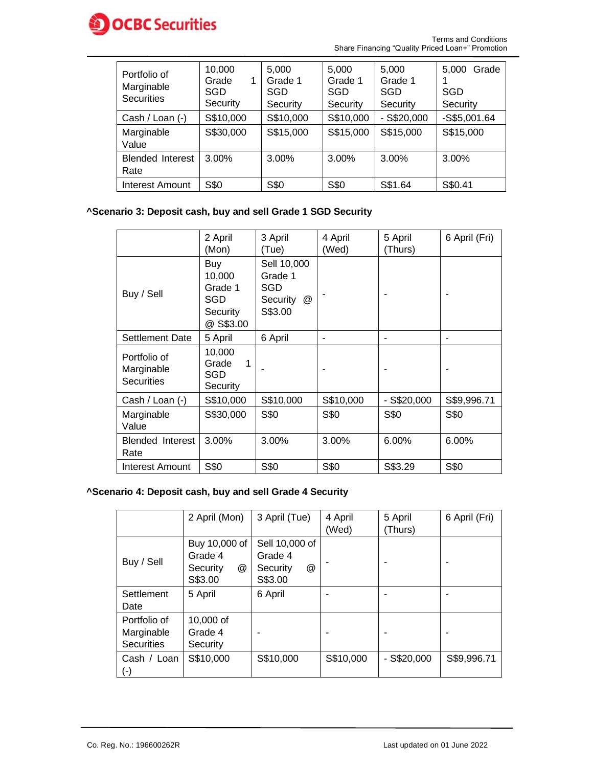| Portfolio of Marginable Securities | 10,000 Grade 1 SGD Security | 5,000 Grade 1 SGD Security | 5,000 Grade 1 SGD Security | 5,000 Grade 1 SGD Security | 5,000 Grade 1 SGD Security |
|---|---|---|---|---|---|
| Cash / Loan (-) | S$10,000 | S$10,000 | S$10,000 | - S$20,000 | -S$5,001.64 |
| Marginable Value | S$30,000 | S$15,000 | S$15,000 | S$15,000 | S$15,000 |
| Blended Interest Rate | 3.00% | 3.00% | 3.00% | 3.00% | 3.00% |
| Interest Amount | S$0 | S$0 | S$0 | S$1.64 | S$0.41 |

**^Scenario 3: Deposit cash, buy and sell Grade 1 SGD Security**

| | 2 April (Mon) | 3 April (Tue) | 4 April (Wed) | 5 April (Thurs) | 6 April (Fri) |
|---|---|---|---|---|---|
| Buy / Sell | Buy 10,000 Grade 1 SGD Security @ S$3.00 | Sell 10,000 Grade 1 SGD Security @ S$3.00 | - | - | - |
| Settlement Date | 5 April | 6 April | - | - | - |
| Portfolio of Marginable Securities | 10,000 Grade 1 SGD Security | - | - | - | - |
| Cash / Loan (-) | S$10,000 | S$10,000 | S$10,000 | - S$20,000 | S$9,996.71 |
| Marginable Value | S$30,000 | S$0 | S$0 | S$0 | S$0 |
| Blended Interest Rate | 3.00% | 3.00% | 3.00% | 6.00% | 6.00% |
| Interest Amount | S$0 | S$0 | S$0 | S$3.29 | S$0 |

**^Scenario 4: Deposit cash, buy and sell Grade 4 Security**

| | 2 April (Mon) | 3 April (Tue) | 4 April (Wed) | 5 April (Thurs) | 6 April (Fri) |
|---|---|---|---|---|---|
| Buy / Sell | Buy 10,000 of Grade 4 Security @ S$3.00 | Sell 10,000 of Grade 4 Security @ S$3.00 | - | - | - |
| Settlement Date | 5 April | 6 April | - | - | - |
| Portfolio of Marginable Securities | 10,000 of Grade 4 Security | - | - | - | - |
| Cash / Loan (-) | S$10,000 | S$10,000 | S$10,000 | - S$20,000 | S$9,996.71 |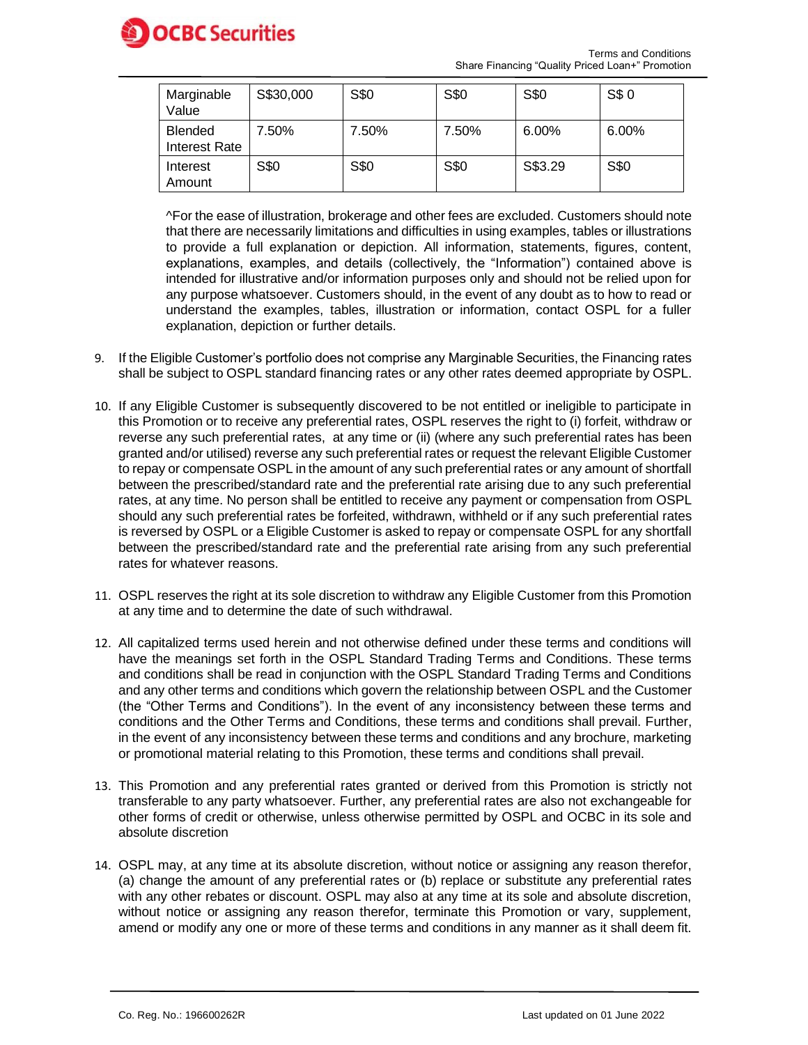| Marginable Value | S$30,000 | S$0 | S$0 | S$0 | S$ 0 |
|---|---|---|---|---|---|
| Blended Interest Rate | 7.50% | 7.50% | 7.50% | 6.00% | 6.00% |
| Interest Amount | S$0 | S$0 | S$0 | S$3.29 | S$0 |

^For the ease of illustration, brokerage and other fees are excluded. Customers should note that there are necessarily limitations and difficulties in using examples, tables or illustrations to provide a full explanation or depiction. All information, statements, figures, content, explanations, examples, and details (collectively, the "Information") contained above is intended for illustrative and/or information purposes only and should not be relied upon for any purpose whatsoever. Customers should, in the event of any doubt as to how to read or understand the examples, tables, illustration or information, contact OSPL for a fuller explanation, depiction or further details.

9. If the Eligible Customer's portfolio does not comprise any Marginable Securities, the Financing rates shall be subject to OSPL standard financing rates or any other rates deemed appropriate by OSPL.

10. If any Eligible Customer is subsequently discovered to be not entitled or ineligible to participate in this Promotion or to receive any preferential rates, OSPL reserves the right to (i) forfeit, withdraw or reverse any such preferential rates, at any time or (ii) (where any such preferential rates has been granted and/or utilised) reverse any such preferential rates or request the relevant Eligible Customer to repay or compensate OSPL in the amount of any such preferential rates or any amount of shortfall between the prescribed/standard rate and the preferential rate arising due to any such preferential rates, at any time. No person shall be entitled to receive any payment or compensation from OSPL should any such preferential rates be forfeited, withdrawn, withheld or if any such preferential rates is reversed by OSPL or a Eligible Customer is asked to repay or compensate OSPL for any shortfall between the prescribed/standard rate and the preferential rate arising from any such preferential rates for whatever reasons.

11. OSPL reserves the right at its sole discretion to withdraw any Eligible Customer from this Promotion at any time and to determine the date of such withdrawal.

12. All capitalized terms used herein and not otherwise defined under these terms and conditions will have the meanings set forth in the OSPL Standard Trading Terms and Conditions. These terms and conditions shall be read in conjunction with the OSPL Standard Trading Terms and Conditions and any other terms and conditions which govern the relationship between OSPL and the Customer (the "Other Terms and Conditions"). In the event of any inconsistency between these terms and conditions and the Other Terms and Conditions, these terms and conditions shall prevail. Further, in the event of any inconsistency between these terms and conditions and any brochure, marketing or promotional material relating to this Promotion, these terms and conditions shall prevail.

13. This Promotion and any preferential rates granted or derived from this Promotion is strictly not transferable to any party whatsoever. Further, any preferential rates are also not exchangeable for other forms of credit or otherwise, unless otherwise permitted by OSPL and OCBC in its sole and absolute discretion

14. OSPL may, at any time at its absolute discretion, without notice or assigning any reason therefor, (a) change the amount of any preferential rates or (b) replace or substitute any preferential rates with any other rebates or discount. OSPL may also at any time at its sole and absolute discretion, without notice or assigning any reason therefor, terminate this Promotion or vary, supplement, amend or modify any one or more of these terms and conditions in any manner as it shall deem fit.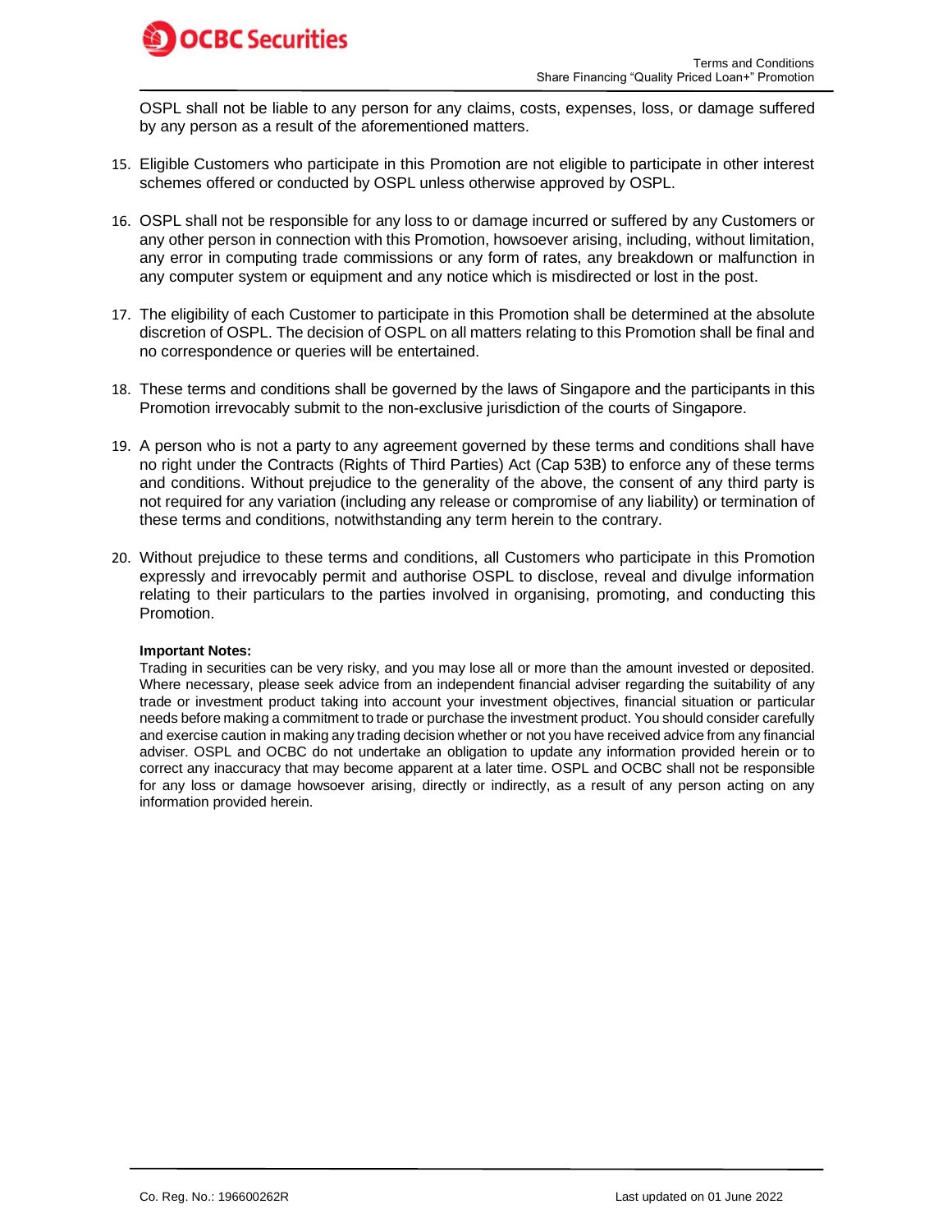OSPL shall not be liable to any person for any claims, costs, expenses, loss, or damage suffered by any person as a result of the aforementioned matters.

15. Eligible Customers who participate in this Promotion are not eligible to participate in other interest schemes offered or conducted by OSPL unless otherwise approved by OSPL.

16. OSPL shall not be responsible for any loss to or damage incurred or suffered by any Customers or any other person in connection with this Promotion, howsoever arising, including, without limitation, any error in computing trade commissions or any form of rates, any breakdown or malfunction in any computer system or equipment and any notice which is misdirected or lost in the post.

17. The eligibility of each Customer to participate in this Promotion shall be determined at the absolute discretion of OSPL. The decision of OSPL on all matters relating to this Promotion shall be final and no correspondence or queries will be entertained.

18. These terms and conditions shall be governed by the laws of Singapore and the participants in this Promotion irrevocably submit to the non-exclusive jurisdiction of the courts of Singapore.

19. A person who is not a party to any agreement governed by these terms and conditions shall have no right under the Contracts (Rights of Third Parties) Act (Cap 53B) to enforce any of these terms and conditions. Without prejudice to the generality of the above, the consent of any third party is not required for any variation (including any release or compromise of any liability) or termination of these terms and conditions, notwithstanding any term herein to the contrary.

20. Without prejudice to these terms and conditions, all Customers who participate in this Promotion expressly and irrevocably permit and authorise OSPL to disclose, reveal and divulge information relating to their particulars to the parties involved in organising, promoting, and conducting this Promotion.

**Important Notes:**

Trading in securities can be very risky, and you may lose all or more than the amount invested or deposited. Where necessary, please seek advice from an independent financial adviser regarding the suitability of any trade or investment product taking into account your investment objectives, financial situation or particular needs before making a commitment to trade or purchase the investment product. You should consider carefully and exercise caution in making any trading decision whether or not you have received advice from any financial adviser. OSPL and OCBC do not undertake an obligation to update any information provided herein or to correct any inaccuracy that may become apparent at a later time. OSPL and OCBC shall not be responsible for any loss or damage howsoever arising, directly or indirectly, as a result of any person acting on any information provided herein.